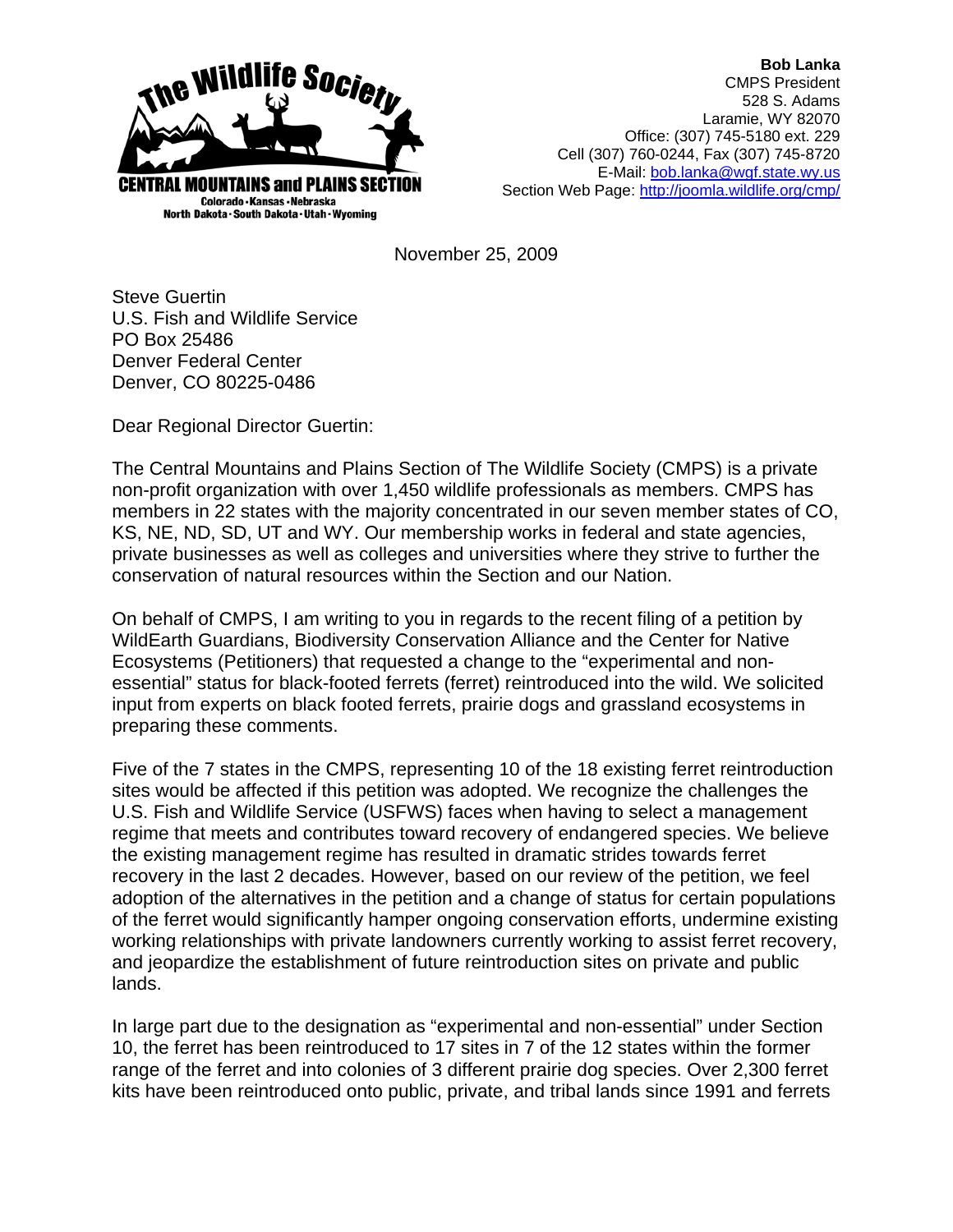**Bob Lanka**
CMPS President
528 S. Adams
Laramie, WY 82070
Office: (307) 745-5180 ext. 229
Cell (307) 760-0244, Fax (307) 745-8720
E-Mail: bob.lanka@wgf.state.wy.us
Section Web Page: http://joomla.wildlife.org/cmp/

The Wildlife Society
CENTRAL MOUNTAINS and PLAINS SECTION
Colorado · Kansas · Nebraska
North Dakota · South Dakota · Utah · Wyoming

November 25, 2009

Steve Guertin
U.S. Fish and Wildlife Service
PO Box 25486
Denver Federal Center
Denver, CO 80225-0486

Dear Regional Director Guertin:

The Central Mountains and Plains Section of The Wildlife Society (CMPS) is a private non-profit organization with over 1,450 wildlife professionals as members. CMPS has members in 22 states with the majority concentrated in our seven member states of CO, KS, NE, ND, SD, UT and WY. Our membership works in federal and state agencies, private businesses as well as colleges and universities where they strive to further the conservation of natural resources within the Section and our Nation.

On behalf of CMPS, I am writing to you in regards to the recent filing of a petition by WildEarth Guardians, Biodiversity Conservation Alliance and the Center for Native Ecosystems (Petitioners) that requested a change to the "experimental and non-essential" status for black-footed ferrets (ferret) reintroduced into the wild. We solicited input from experts on black footed ferrets, prairie dogs and grassland ecosystems in preparing these comments.

Five of the 7 states in the CMPS, representing 10 of the 18 existing ferret reintroduction sites would be affected if this petition was adopted. We recognize the challenges the U.S. Fish and Wildlife Service (USFWS) faces when having to select a management regime that meets and contributes toward recovery of endangered species. We believe the existing management regime has resulted in dramatic strides towards ferret recovery in the last 2 decades. However, based on our review of the petition, we feel adoption of the alternatives in the petition and a change of status for certain populations of the ferret would significantly hamper ongoing conservation efforts, undermine existing working relationships with private landowners currently working to assist ferret recovery, and jeopardize the establishment of future reintroduction sites on private and public lands.

In large part due to the designation as "experimental and non-essential" under Section 10, the ferret has been reintroduced to 17 sites in 7 of the 12 states within the former range of the ferret and into colonies of 3 different prairie dog species. Over 2,300 ferret kits have been reintroduced onto public, private, and tribal lands since 1991 and ferrets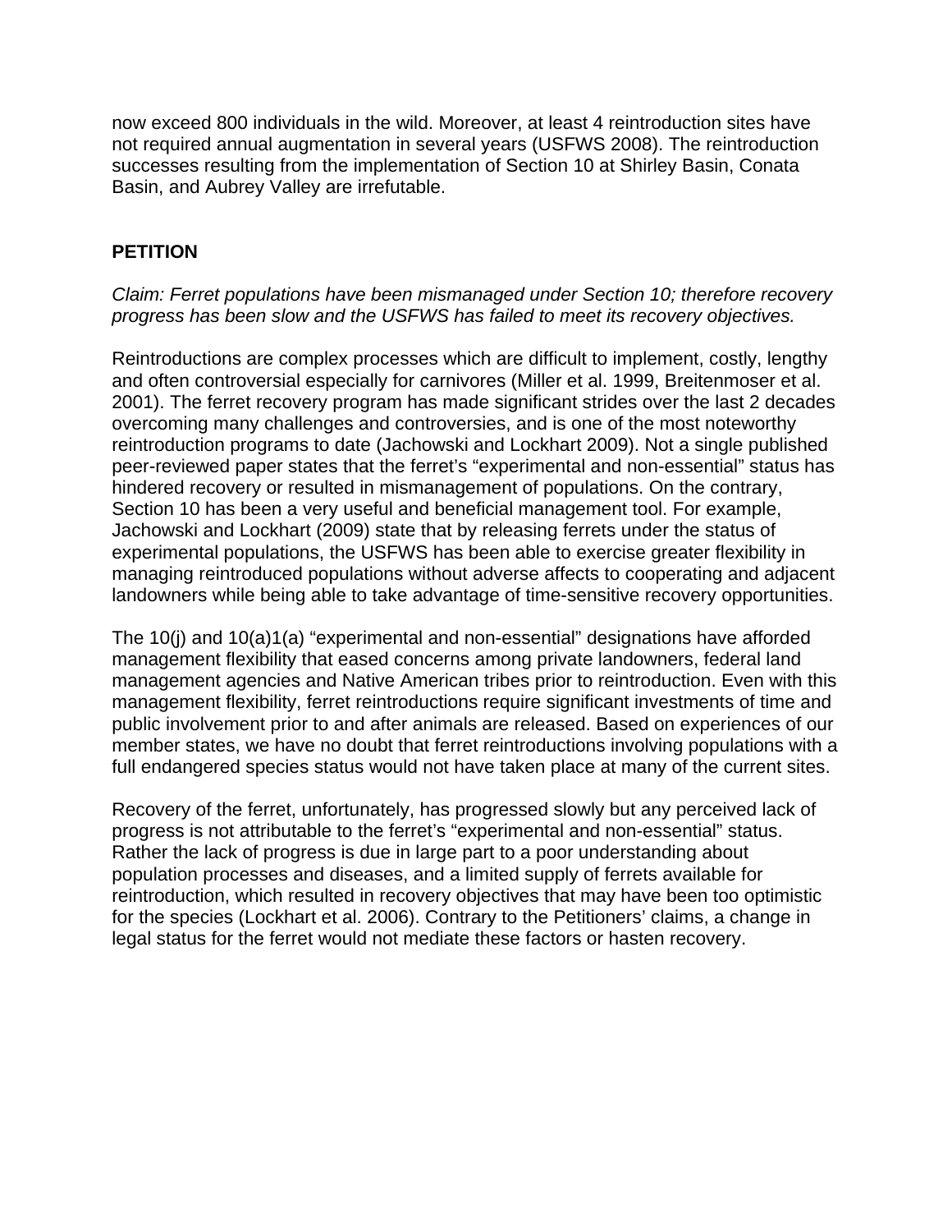now exceed 800 individuals in the wild. Moreover, at least 4 reintroduction sites have not required annual augmentation in several years (USFWS 2008). The reintroduction successes resulting from the implementation of Section 10 at Shirley Basin, Conata Basin, and Aubrey Valley are irrefutable.

**PETITION**

*Claim: Ferret populations have been mismanaged under Section 10; therefore recovery progress has been slow and the USFWS has failed to meet its recovery objectives.*

Reintroductions are complex processes which are difficult to implement, costly, lengthy and often controversial especially for carnivores (Miller et al. 1999, Breitenmoser et al. 2001). The ferret recovery program has made significant strides over the last 2 decades overcoming many challenges and controversies, and is one of the most noteworthy reintroduction programs to date (Jachowski and Lockhart 2009). Not a single published peer-reviewed paper states that the ferret's "experimental and non-essential" status has hindered recovery or resulted in mismanagement of populations. On the contrary, Section 10 has been a very useful and beneficial management tool. For example, Jachowski and Lockhart (2009) state that by releasing ferrets under the status of experimental populations, the USFWS has been able to exercise greater flexibility in managing reintroduced populations without adverse affects to cooperating and adjacent landowners while being able to take advantage of time-sensitive recovery opportunities.

The 10(j) and 10(a)1(a) "experimental and non-essential" designations have afforded management flexibility that eased concerns among private landowners, federal land management agencies and Native American tribes prior to reintroduction. Even with this management flexibility, ferret reintroductions require significant investments of time and public involvement prior to and after animals are released. Based on experiences of our member states, we have no doubt that ferret reintroductions involving populations with a full endangered species status would not have taken place at many of the current sites.

Recovery of the ferret, unfortunately, has progressed slowly but any perceived lack of progress is not attributable to the ferret's "experimental and non-essential" status. Rather the lack of progress is due in large part to a poor understanding about population processes and diseases, and a limited supply of ferrets available for reintroduction, which resulted in recovery objectives that may have been too optimistic for the species (Lockhart et al. 2006). Contrary to the Petitioners' claims, a change in legal status for the ferret would not mediate these factors or hasten recovery.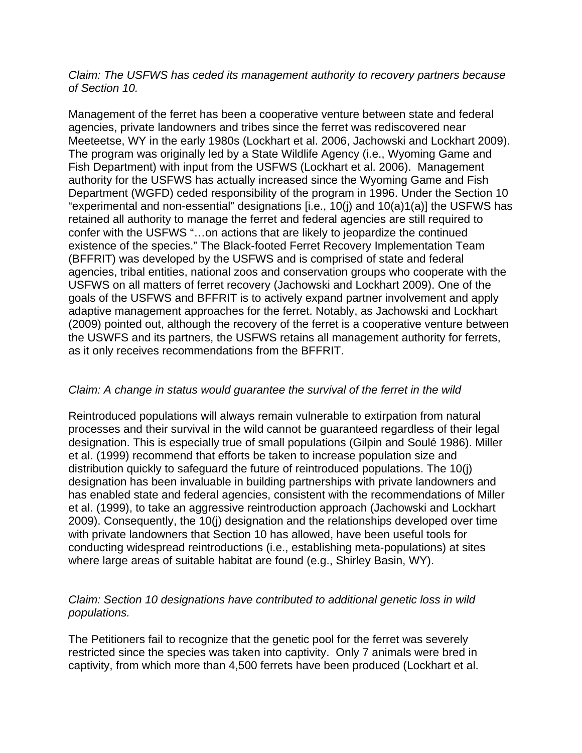*Claim: The USFWS has ceded its management authority to recovery partners because of Section 10.*

Management of the ferret has been a cooperative venture between state and federal agencies, private landowners and tribes since the ferret was rediscovered near Meeteetse, WY in the early 1980s (Lockhart et al. 2006, Jachowski and Lockhart 2009). The program was originally led by a State Wildlife Agency (i.e., Wyoming Game and Fish Department) with input from the USFWS (Lockhart et al. 2006). Management authority for the USFWS has actually increased since the Wyoming Game and Fish Department (WGFD) ceded responsibility of the program in 1996. Under the Section 10 "experimental and non-essential" designations [i.e., 10(j) and 10(a)1(a)] the USFWS has retained all authority to manage the ferret and federal agencies are still required to confer with the USFWS "…on actions that are likely to jeopardize the continued existence of the species." The Black-footed Ferret Recovery Implementation Team (BFFRIT) was developed by the USFWS and is comprised of state and federal agencies, tribal entities, national zoos and conservation groups who cooperate with the USFWS on all matters of ferret recovery (Jachowski and Lockhart 2009). One of the goals of the USFWS and BFFRIT is to actively expand partner involvement and apply adaptive management approaches for the ferret. Notably, as Jachowski and Lockhart (2009) pointed out, although the recovery of the ferret is a cooperative venture between the USWFS and its partners, the USFWS retains all management authority for ferrets, as it only receives recommendations from the BFFRIT.

*Claim: A change in status would guarantee the survival of the ferret in the wild*

Reintroduced populations will always remain vulnerable to extirpation from natural processes and their survival in the wild cannot be guaranteed regardless of their legal designation. This is especially true of small populations (Gilpin and Soulé 1986). Miller et al. (1999) recommend that efforts be taken to increase population size and distribution quickly to safeguard the future of reintroduced populations. The 10(j) designation has been invaluable in building partnerships with private landowners and has enabled state and federal agencies, consistent with the recommendations of Miller et al. (1999), to take an aggressive reintroduction approach (Jachowski and Lockhart 2009). Consequently, the 10(j) designation and the relationships developed over time with private landowners that Section 10 has allowed, have been useful tools for conducting widespread reintroductions (i.e., establishing meta-populations) at sites where large areas of suitable habitat are found (e.g., Shirley Basin, WY).

*Claim: Section 10 designations have contributed to additional genetic loss in wild populations.*

The Petitioners fail to recognize that the genetic pool for the ferret was severely restricted since the species was taken into captivity. Only 7 animals were bred in captivity, from which more than 4,500 ferrets have been produced (Lockhart et al.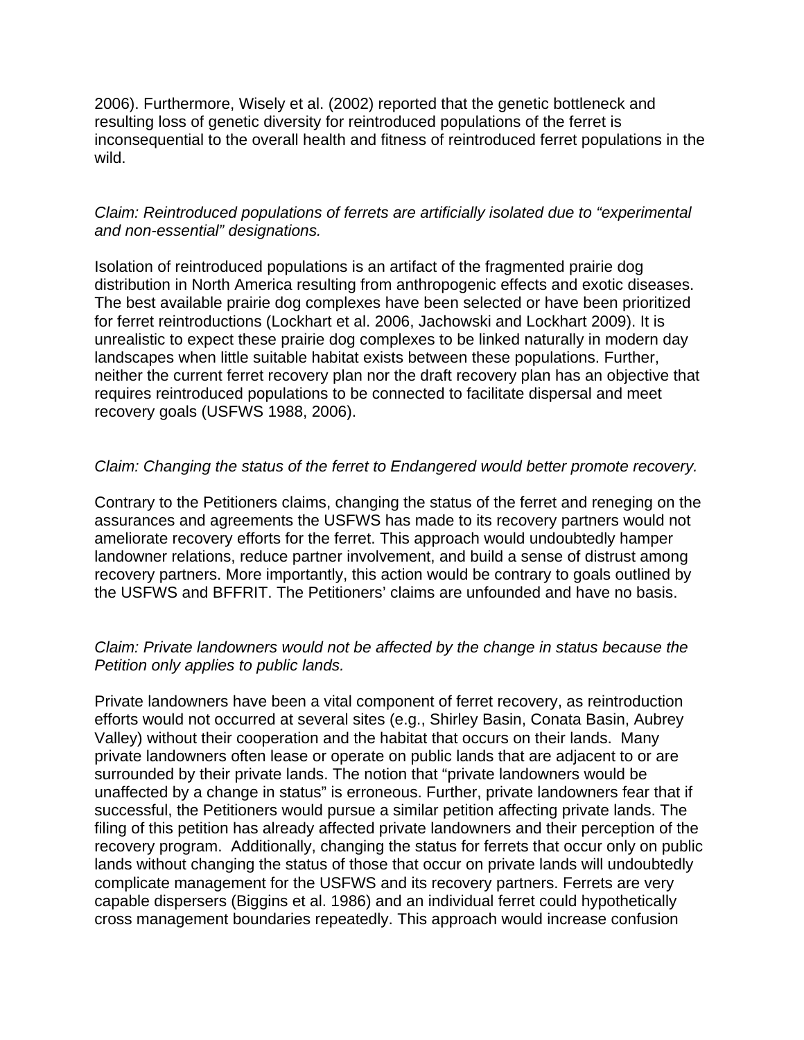2006). Furthermore, Wisely et al. (2002) reported that the genetic bottleneck and resulting loss of genetic diversity for reintroduced populations of the ferret is inconsequential to the overall health and fitness of reintroduced ferret populations in the wild.

*Claim: Reintroduced populations of ferrets are artificially isolated due to "experimental and non-essential" designations.*

Isolation of reintroduced populations is an artifact of the fragmented prairie dog distribution in North America resulting from anthropogenic effects and exotic diseases. The best available prairie dog complexes have been selected or have been prioritized for ferret reintroductions (Lockhart et al. 2006, Jachowski and Lockhart 2009). It is unrealistic to expect these prairie dog complexes to be linked naturally in modern day landscapes when little suitable habitat exists between these populations. Further, neither the current ferret recovery plan nor the draft recovery plan has an objective that requires reintroduced populations to be connected to facilitate dispersal and meet recovery goals (USFWS 1988, 2006).

*Claim: Changing the status of the ferret to Endangered would better promote recovery.*

Contrary to the Petitioners claims, changing the status of the ferret and reneging on the assurances and agreements the USFWS has made to its recovery partners would not ameliorate recovery efforts for the ferret. This approach would undoubtedly hamper landowner relations, reduce partner involvement, and build a sense of distrust among recovery partners. More importantly, this action would be contrary to goals outlined by the USFWS and BFFRIT. The Petitioners' claims are unfounded and have no basis.

*Claim: Private landowners would not be affected by the change in status because the Petition only applies to public lands.*

Private landowners have been a vital component of ferret recovery, as reintroduction efforts would not occurred at several sites (e.g., Shirley Basin, Conata Basin, Aubrey Valley) without their cooperation and the habitat that occurs on their lands. Many private landowners often lease or operate on public lands that are adjacent to or are surrounded by their private lands. The notion that "private landowners would be unaffected by a change in status" is erroneous. Further, private landowners fear that if successful, the Petitioners would pursue a similar petition affecting private lands. The filing of this petition has already affected private landowners and their perception of the recovery program. Additionally, changing the status for ferrets that occur only on public lands without changing the status of those that occur on private lands will undoubtedly complicate management for the USFWS and its recovery partners. Ferrets are very capable dispersers (Biggins et al. 1986) and an individual ferret could hypothetically cross management boundaries repeatedly. This approach would increase confusion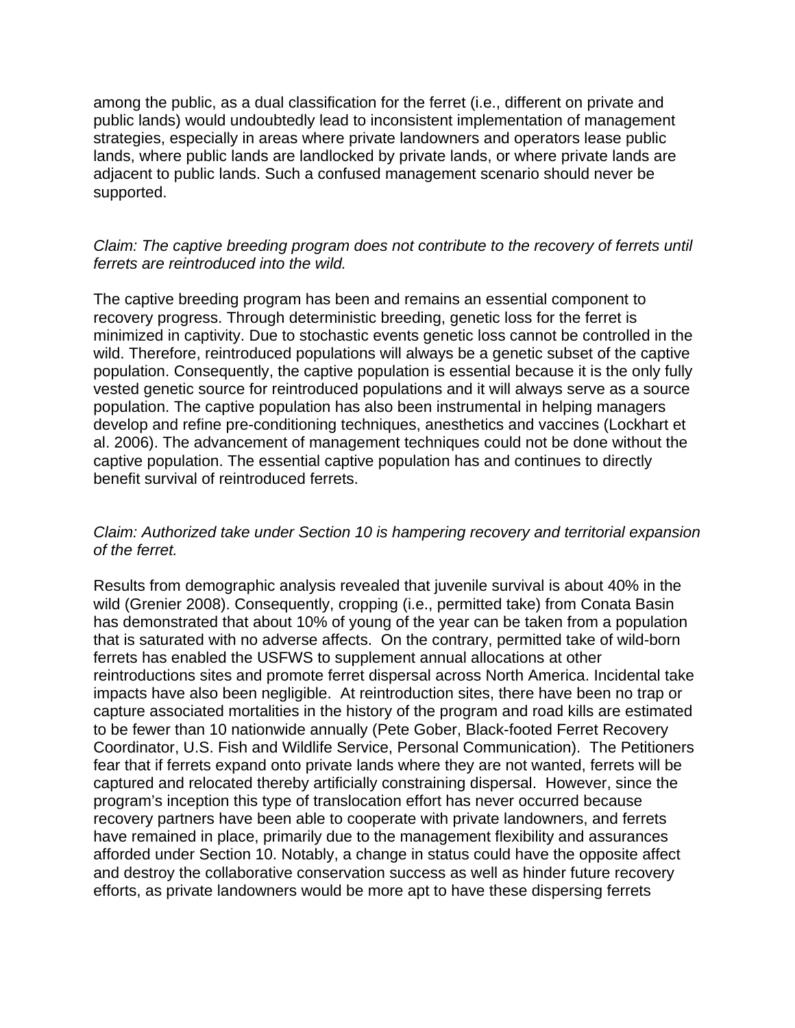among the public, as a dual classification for the ferret (i.e., different on private and public lands) would undoubtedly lead to inconsistent implementation of management strategies, especially in areas where private landowners and operators lease public lands, where public lands are landlocked by private lands, or where private lands are adjacent to public lands. Such a confused management scenario should never be supported.

*Claim: The captive breeding program does not contribute to the recovery of ferrets until ferrets are reintroduced into the wild.*

The captive breeding program has been and remains an essential component to recovery progress. Through deterministic breeding, genetic loss for the ferret is minimized in captivity. Due to stochastic events genetic loss cannot be controlled in the wild. Therefore, reintroduced populations will always be a genetic subset of the captive population. Consequently, the captive population is essential because it is the only fully vested genetic source for reintroduced populations and it will always serve as a source population. The captive population has also been instrumental in helping managers develop and refine pre-conditioning techniques, anesthetics and vaccines (Lockhart et al. 2006). The advancement of management techniques could not be done without the captive population. The essential captive population has and continues to directly benefit survival of reintroduced ferrets.

*Claim: Authorized take under Section 10 is hampering recovery and territorial expansion of the ferret.*

Results from demographic analysis revealed that juvenile survival is about 40% in the wild (Grenier 2008). Consequently, cropping (i.e., permitted take) from Conata Basin has demonstrated that about 10% of young of the year can be taken from a population that is saturated with no adverse affects. On the contrary, permitted take of wild-born ferrets has enabled the USFWS to supplement annual allocations at other reintroductions sites and promote ferret dispersal across North America. Incidental take impacts have also been negligible. At reintroduction sites, there have been no trap or capture associated mortalities in the history of the program and road kills are estimated to be fewer than 10 nationwide annually (Pete Gober, Black-footed Ferret Recovery Coordinator, U.S. Fish and Wildlife Service, Personal Communication). The Petitioners fear that if ferrets expand onto private lands where they are not wanted, ferrets will be captured and relocated thereby artificially constraining dispersal. However, since the program's inception this type of translocation effort has never occurred because recovery partners have been able to cooperate with private landowners, and ferrets have remained in place, primarily due to the management flexibility and assurances afforded under Section 10. Notably, a change in status could have the opposite affect and destroy the collaborative conservation success as well as hinder future recovery efforts, as private landowners would be more apt to have these dispersing ferrets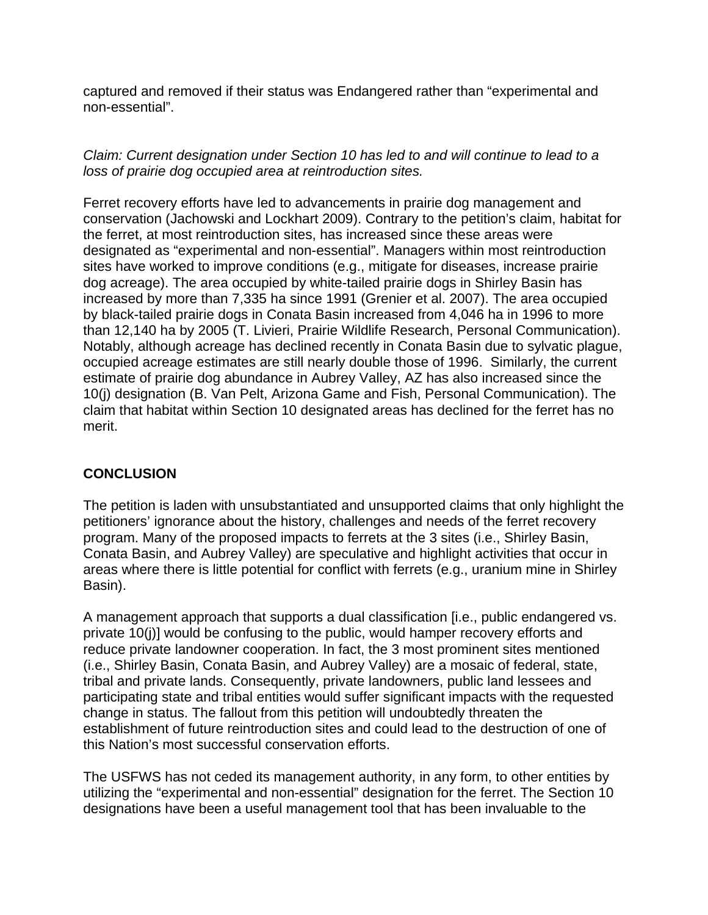captured and removed if their status was Endangered rather than “experimental and non-essential”.

*Claim: Current designation under Section 10 has led to and will continue to lead to a loss of prairie dog occupied area at reintroduction sites.*

Ferret recovery efforts have led to advancements in prairie dog management and conservation (Jachowski and Lockhart 2009). Contrary to the petition’s claim, habitat for the ferret, at most reintroduction sites, has increased since these areas were designated as “experimental and non-essential”. Managers within most reintroduction sites have worked to improve conditions (e.g., mitigate for diseases, increase prairie dog acreage). The area occupied by white-tailed prairie dogs in Shirley Basin has increased by more than 7,335 ha since 1991 (Grenier et al. 2007). The area occupied by black-tailed prairie dogs in Conata Basin increased from 4,046 ha in 1996 to more than 12,140 ha by 2005 (T. Livieri, Prairie Wildlife Research, Personal Communication). Notably, although acreage has declined recently in Conata Basin due to sylvatic plague, occupied acreage estimates are still nearly double those of 1996. Similarly, the current estimate of prairie dog abundance in Aubrey Valley, AZ has also increased since the 10(j) designation (B. Van Pelt, Arizona Game and Fish, Personal Communication). The claim that habitat within Section 10 designated areas has declined for the ferret has no merit.

## CONCLUSION

The petition is laden with unsubstantiated and unsupported claims that only highlight the petitioners’ ignorance about the history, challenges and needs of the ferret recovery program. Many of the proposed impacts to ferrets at the 3 sites (i.e., Shirley Basin, Conata Basin, and Aubrey Valley) are speculative and highlight activities that occur in areas where there is little potential for conflict with ferrets (e.g., uranium mine in Shirley Basin).

A management approach that supports a dual classification [i.e., public endangered vs. private 10(j)] would be confusing to the public, would hamper recovery efforts and reduce private landowner cooperation. In fact, the 3 most prominent sites mentioned (i.e., Shirley Basin, Conata Basin, and Aubrey Valley) are a mosaic of federal, state, tribal and private lands. Consequently, private landowners, public land lessees and participating state and tribal entities would suffer significant impacts with the requested change in status. The fallout from this petition will undoubtedly threaten the establishment of future reintroduction sites and could lead to the destruction of one of this Nation’s most successful conservation efforts.

The USFWS has not ceded its management authority, in any form, to other entities by utilizing the “experimental and non-essential” designation for the ferret. The Section 10 designations have been a useful management tool that has been invaluable to the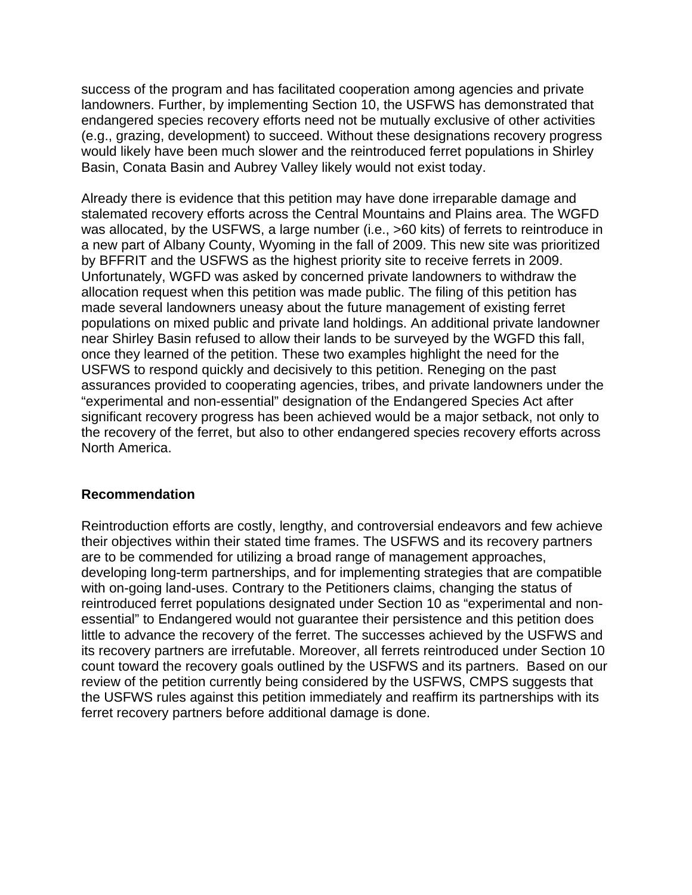success of the program and has facilitated cooperation among agencies and private landowners. Further, by implementing Section 10, the USFWS has demonstrated that endangered species recovery efforts need not be mutually exclusive of other activities (e.g., grazing, development) to succeed. Without these designations recovery progress would likely have been much slower and the reintroduced ferret populations in Shirley Basin, Conata Basin and Aubrey Valley likely would not exist today.

Already there is evidence that this petition may have done irreparable damage and stalemated recovery efforts across the Central Mountains and Plains area. The WGFD was allocated, by the USFWS, a large number (i.e., >60 kits) of ferrets to reintroduce in a new part of Albany County, Wyoming in the fall of 2009. This new site was prioritized by BFFRIT and the USFWS as the highest priority site to receive ferrets in 2009. Unfortunately, WGFD was asked by concerned private landowners to withdraw the allocation request when this petition was made public. The filing of this petition has made several landowners uneasy about the future management of existing ferret populations on mixed public and private land holdings. An additional private landowner near Shirley Basin refused to allow their lands to be surveyed by the WGFD this fall, once they learned of the petition. These two examples highlight the need for the USFWS to respond quickly and decisively to this petition. Reneging on the past assurances provided to cooperating agencies, tribes, and private landowners under the "experimental and non-essential" designation of the Endangered Species Act after significant recovery progress has been achieved would be a major setback, not only to the recovery of the ferret, but also to other endangered species recovery efforts across North America.

**Recommendation**

Reintroduction efforts are costly, lengthy, and controversial endeavors and few achieve their objectives within their stated time frames. The USFWS and its recovery partners are to be commended for utilizing a broad range of management approaches, developing long-term partnerships, and for implementing strategies that are compatible with on-going land-uses. Contrary to the Petitioners claims, changing the status of reintroduced ferret populations designated under Section 10 as "experimental and non-essential" to Endangered would not guarantee their persistence and this petition does little to advance the recovery of the ferret. The successes achieved by the USFWS and its recovery partners are irrefutable. Moreover, all ferrets reintroduced under Section 10 count toward the recovery goals outlined by the USFWS and its partners. Based on our review of the petition currently being considered by the USFWS, CMPS suggests that the USFWS rules against this petition immediately and reaffirm its partnerships with its ferret recovery partners before additional damage is done.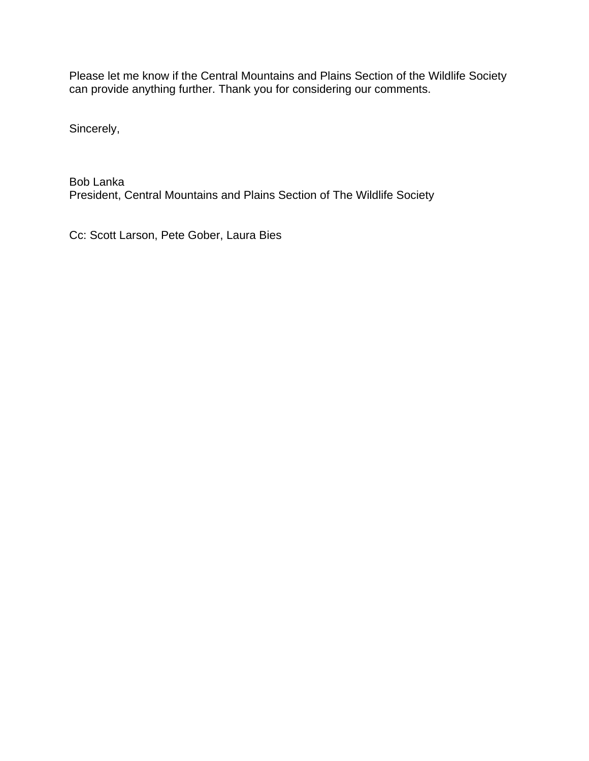Please let me know if the Central Mountains and Plains Section of the Wildlife Society can provide anything further. Thank you for considering our comments.

Sincerely,

Bob Lanka
President, Central Mountains and Plains Section of The Wildlife Society

Cc: Scott Larson, Pete Gober, Laura Bies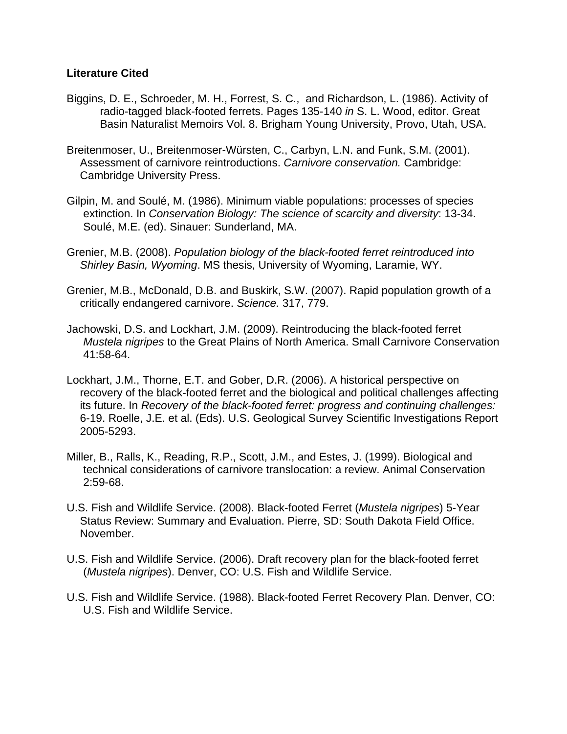**Literature Cited**

Biggins, D. E., Schroeder, M. H., Forrest, S. C., and Richardson, L. (1986). Activity of radio-tagged black-footed ferrets. Pages 135-140 *in* S. L. Wood, editor. Great Basin Naturalist Memoirs Vol. 8. Brigham Young University, Provo, Utah, USA.

Breitenmoser, U., Breitenmoser-Würsten, C., Carbyn, L.N. and Funk, S.M. (2001). Assessment of carnivore reintroductions. *Carnivore conservation.* Cambridge: Cambridge University Press.

Gilpin, M. and Soulé, M. (1986). Minimum viable populations: processes of species extinction. In *Conservation Biology: The science of scarcity and diversity*: 13-34. Soulé, M.E. (ed). Sinauer: Sunderland, MA.

Grenier, M.B. (2008). *Population biology of the black-footed ferret reintroduced into Shirley Basin, Wyoming*. MS thesis, University of Wyoming, Laramie, WY.

Grenier, M.B., McDonald, D.B. and Buskirk, S.W. (2007). Rapid population growth of a critically endangered carnivore. *Science.* 317, 779.

Jachowski, D.S. and Lockhart, J.M. (2009). Reintroducing the black-footed ferret *Mustela nigripes* to the Great Plains of North America. Small Carnivore Conservation 41:58-64.

Lockhart, J.M., Thorne, E.T. and Gober, D.R. (2006). A historical perspective on recovery of the black-footed ferret and the biological and political challenges affecting its future. In *Recovery of the black-footed ferret: progress and continuing challenges:* 6-19. Roelle, J.E. et al. (Eds). U.S. Geological Survey Scientific Investigations Report 2005-5293.

Miller, B., Ralls, K., Reading, R.P., Scott, J.M., and Estes, J. (1999). Biological and technical considerations of carnivore translocation: a review. Animal Conservation 2:59-68.

U.S. Fish and Wildlife Service. (2008). Black-footed Ferret (*Mustela nigripes*) 5-Year Status Review: Summary and Evaluation. Pierre, SD: South Dakota Field Office. November.

U.S. Fish and Wildlife Service. (2006). Draft recovery plan for the black-footed ferret (*Mustela nigripes*). Denver, CO: U.S. Fish and Wildlife Service.

U.S. Fish and Wildlife Service. (1988). Black-footed Ferret Recovery Plan. Denver, CO: U.S. Fish and Wildlife Service.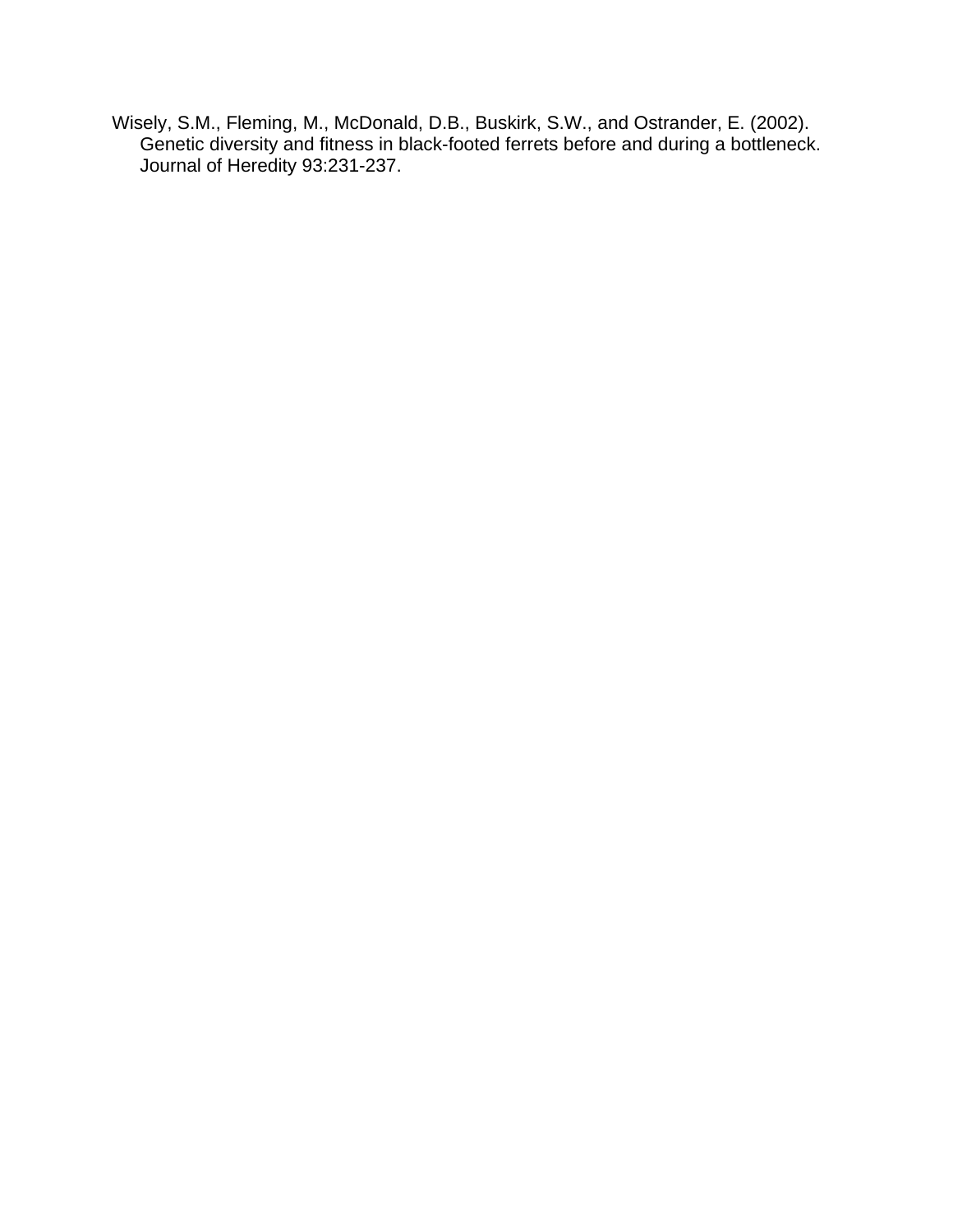Wisely, S.M., Fleming, M., McDonald, D.B., Buskirk, S.W., and Ostrander, E. (2002). Genetic diversity and fitness in black-footed ferrets before and during a bottleneck. Journal of Heredity 93:231-237.